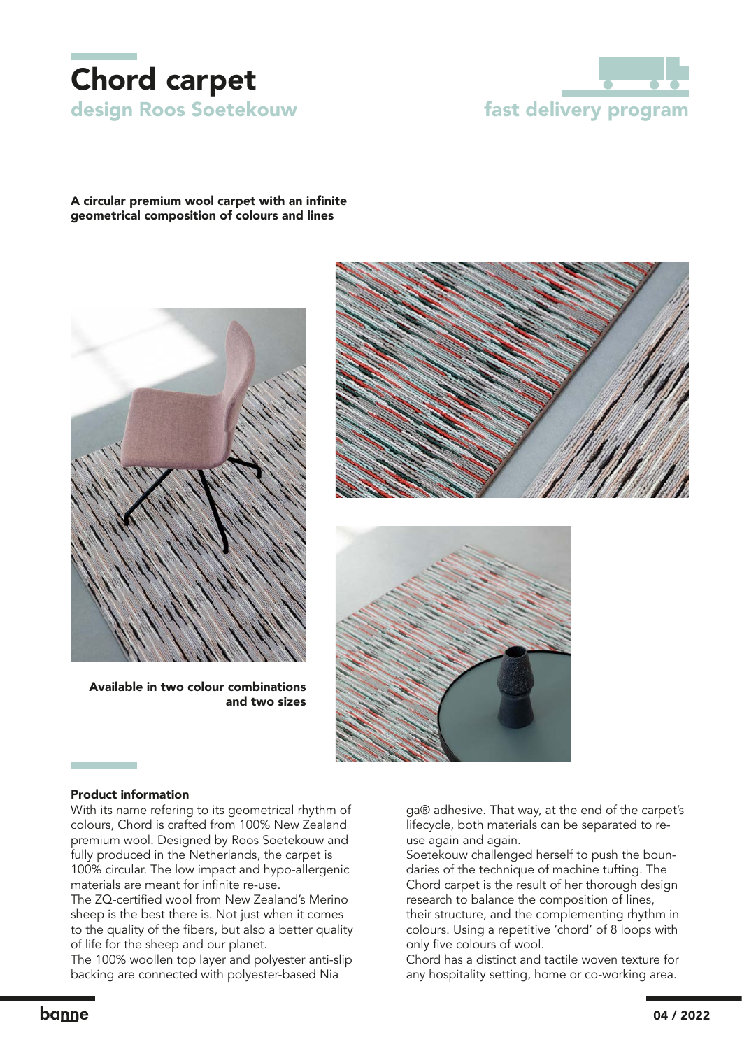# Chord carpet

## design Roos Soetekouw

fast delivery program

**A circular premium wool carpet with an infinite geometrical composition of colours and lines**

**Available in two colour combinations and two sizes**

### Product information

With its name refering to its geometrical rhythm of colours, Chord is crafted from 100% New Zealand premium wool. Designed by Roos Soetekouw and fully produced in the Netherlands, the carpet is 100% circular. The low impact and hypo-allergenic materials are meant for infinite re-use.

The ZQ-certified wool from New Zealand's Merino sheep is the best there is. Not just when it comes to the quality of the fibers, but also a better quality of life for the sheep and our planet.

The 100% woollen top layer and polyester anti-slip backing are connected with polyester-based Nia ga® adhesive. That way, at the end of the carpet's lifecycle, both materials can be separated to re-use again and again.

Soetekouw challenged herself to push the boundaries of the technique of machine tufting. The Chord carpet is the result of her thorough design research to balance the composition of lines, their structure, and the complementing rhythm in colours. Using a repetitive 'chord' of 8 loops with only five colours of wool.

Chord has a distinct and tactile woven texture for any hospitality setting, home or co-working area.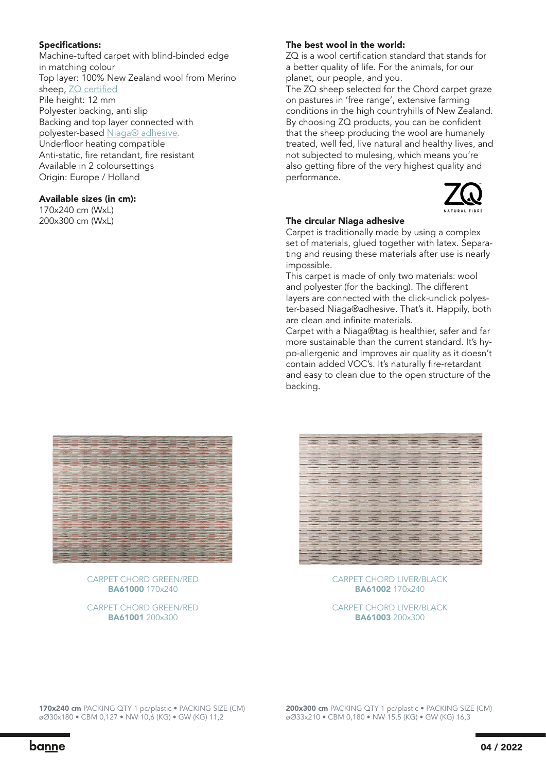### Specifications:

Machine-tufted carpet with blind-binded edge in matching colour
Top layer: 100% New Zealand wool from Merino sheep, ZQ certified
Pile height: 12 mm
Polyester backing, anti slip
Backing and top layer connected with polyester-based Niaga® adhesive.
Underfloor heating compatible
Anti-static, fire retandant, fire resistant
Available in 2 coloursettings
Origin: Europe / Holland

### Available sizes (in cm):

170x240 cm (WxL)
200x300 cm (WxL)

### The best wool in the world:

ZQ is a wool certification standard that stands for a better quality of life. For the animals, for our planet, our people, and you.
The ZQ sheep selected for the Chord carpet graze on pastures in 'free range', extensive farming conditions in the high countryhills of New Zealand. By choosing ZQ products, you can be confident that the sheep producing the wool are humanely treated, well fed, live natural and healthy lives, and not subjected to mulesing, which means you're also getting fibre of the very highest quality and performance.

### The circular Niaga adhesive

Carpet is traditionally made by using a complex set of materials, glued together with latex. Separating and reusing these materials after use is nearly impossible.
This carpet is made of only two materials: wool and polyester (for the backing). The different layers are connected with the click-unclick polyester-based Niaga®adhesive. That's it. Happily, both are clean and infinite materials.
Carpet with a Niaga®tag is healthier, safer and far more sustainable than the current standard. It's hypo-allergenic and improves air quality as it doesn't contain added VOC's. It's naturally fire-retardant and easy to clean due to the open structure of the backing.

CARPET CHORD GREEN/RED
**BA61000** 170x240

CARPET CHORD GREEN/RED
**BA61001** 200x300

CARPET CHORD LIVER/BLACK
**BA61002** 170x240

CARPET CHORD LIVER/BLACK
**BA61003** 200x300

**170x240 cm** PACKING QTY 1 pc/plastic • PACKING SIZE (CM) øØ30x180 • CBM 0,127 • NW 10,6 (KG) • GW (KG) 11,2

**200x300 cm** PACKING QTY 1 pc/plastic • PACKING SIZE (CM) øØ33x210 • CBM 0,180 • NW 15,5 (KG) • GW (KG) 16,3